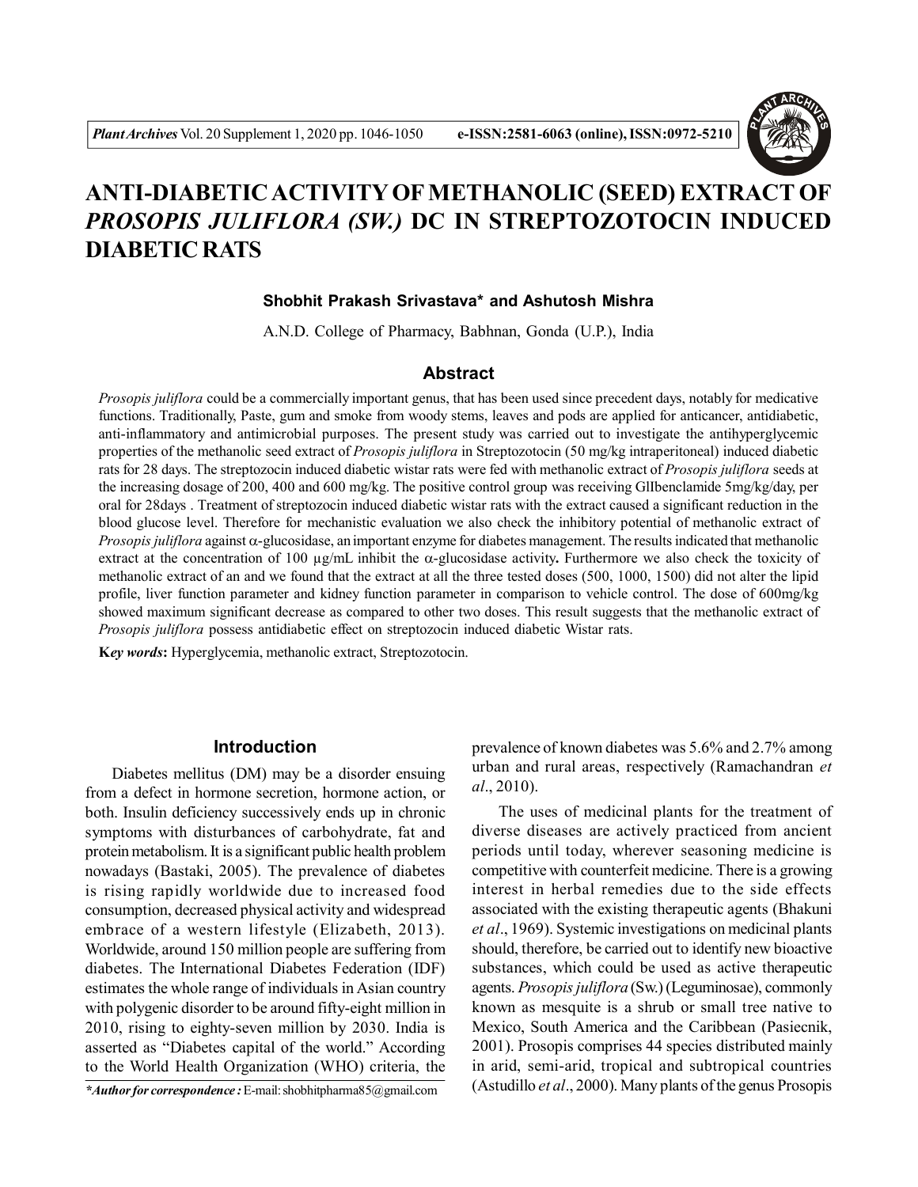# ANTI-DIABETIC ACTIVITY OF METHANOLIC (SEED) EXTRACT OF *PROSOPIS JULIFLORA (SW.)* DC IN STREPTOZOTOCIN INDUCED DIABETIC RATS

**Shobhit Prakash Srivastava\* and Ashutosh Mishra**

A.N.D. College of Pharmacy, Babhnan, Gonda (U.P.), India

## Abstract

*Prosopis juliflora* could be a commercially important genus, that has been used since precedent days, notably for medicative functions. Traditionally, Paste, gum and smoke from woody stems, leaves and pods are applied for anticancer, antidiabetic, anti-inflammatory and antimicrobial purposes. The present study was carried out to investigate the antihyperglycemic properties of the methanolic seed extract of *Prosopis juliflora* in Streptozotocin (50 mg/kg intraperitoneal) induced diabetic rats for 28 days. The streptozocin induced diabetic wistar rats were fed with methanolic extract of *Prosopis juliflora* seeds at the increasing dosage of 200, 400 and 600 mg/kg. The positive control group was receiving Gllbenclamide 5mg/kg/day, per oral for 28days . Treatment of streptozocin induced diabetic wistar rats with the extract caused a significant reduction in the blood glucose level. Therefore for mechanistic evaluation we also check the inhibitory potential of methanolic extract of *Prosopis juliflora* against α-glucosidase, an important enzyme for diabetes management. The results indicated that methanolic extract at the concentration of 100 µg/mL inhibit the α-glucosidase activity**.** Furthermore we also check the toxicity of methanolic extract of an and we found that the extract at all the three tested doses (500, 1000, 1500) did not alter the lipid profile, liver function parameter and kidney function parameter in comparison to vehicle control. The dose of 600mg/kg showed maximum significant decrease as compared to other two doses. This result suggests that the methanolic extract of *Prosopis juliflora* possess antidiabetic effect on streptozocin induced diabetic Wistar rats.

**K*ey words*:** Hyperglycemia, methanolic extract, Streptozotocin.

## Introduction

Diabetes mellitus (DM) may be a disorder ensuing from a defect in hormone secretion, hormone action, or both. Insulin deficiency successively ends up in chronic symptoms with disturbances of carbohydrate, fat and protein metabolism. It is a significant public health problem nowadays (Bastaki, 2005). The prevalence of diabetes is rising rapidly worldwide due to increased food consumption, decreased physical activity and widespread embrace of a western lifestyle (Elizabeth, 2013). Worldwide, around 150 million people are suffering from diabetes. The International Diabetes Federation (IDF) estimates the whole range of individuals in Asian country with polygenic disorder to be around fifty-eight million in 2010, rising to eighty-seven million by 2030. India is asserted as "Diabetes capital of the world." According to the World Health Organization (WHO) criteria, the prevalence of known diabetes was 5.6% and 2.7% among urban and rural areas, respectively (Ramachandran *et al*., 2010).

The uses of medicinal plants for the treatment of diverse diseases are actively practiced from ancient periods until today, wherever seasoning medicine is competitive with counterfeit medicine. There is a growing interest in herbal remedies due to the side effects associated with the existing therapeutic agents (Bhakuni *et al*., 1969). Systemic investigations on medicinal plants should, therefore, be carried out to identify new bioactive substances, which could be used as active therapeutic agents. *Prosopis juliflora* (Sw.) (Leguminosae), commonly known as mesquite is a shrub or small tree native to Mexico, South America and the Caribbean (Pasiecnik, 2001). Prosopis comprises 44 species distributed mainly in arid, semi-arid, tropical and subtropical countries (Astudillo *et al*., 2000). Many plants of the genus Prosopis

*\*Author for correspondence :* E-mail: shobhitpharma85@gmail.com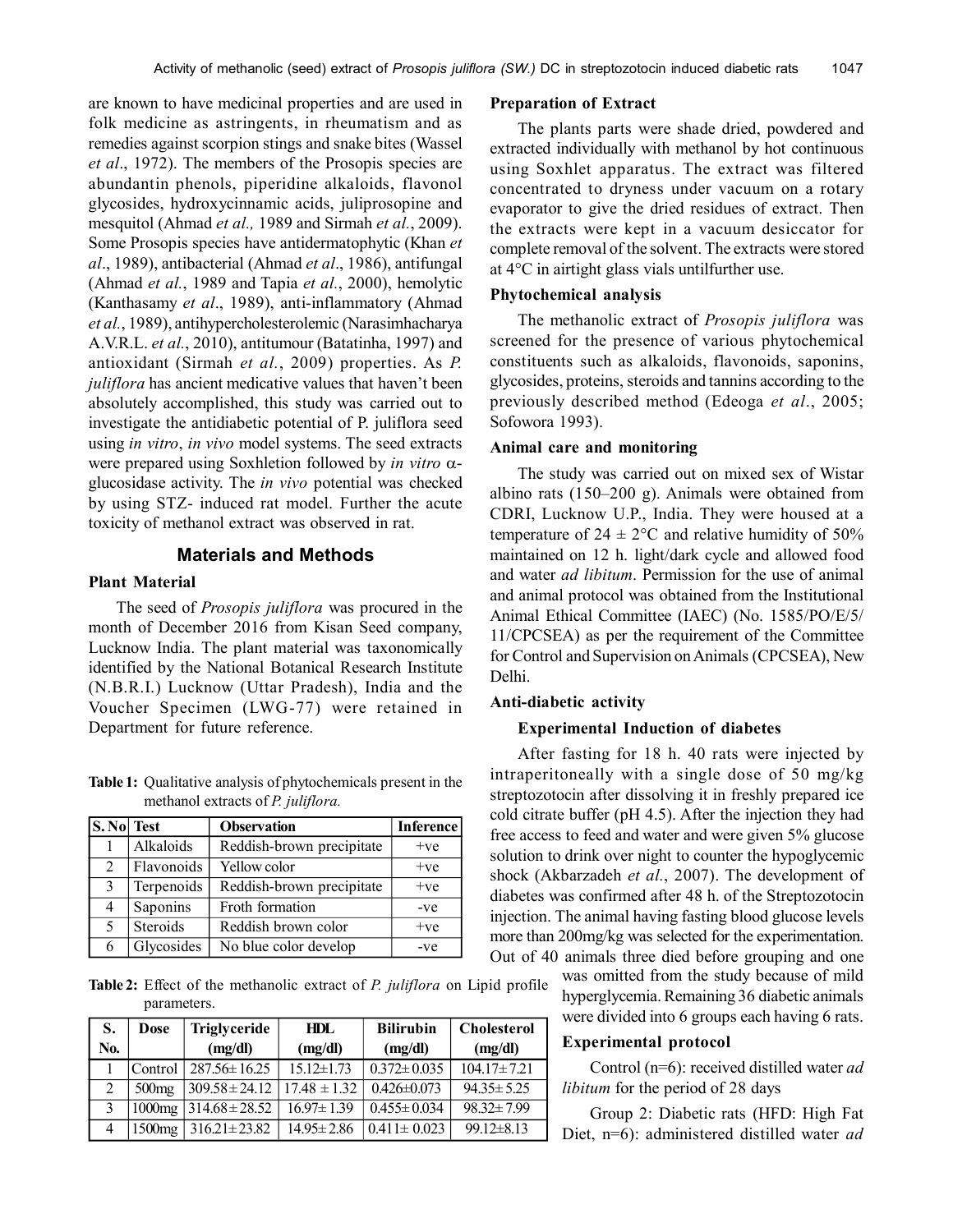are known to have medicinal properties and are used in folk medicine as astringents, in rheumatism and as remedies against scorpion stings and snake bites (Wassel *et al*., 1972). The members of the Prosopis species are abundantin phenols, piperidine alkaloids, flavonol glycosides, hydroxycinnamic acids, juliprosopine and mesquitol (Ahmad *et al.,* 1989 and Sirmah *et al*., 2009). Some Prosopis species have antidermatophytic (Khan *et al*., 1989), antibacterial (Ahmad *et al*., 1986), antifungal (Ahmad *et al.*, 1989 and Tapia *et al.*, 2000), hemolytic (Kanthasamy *et al*., 1989), anti-inflammatory (Ahmad *et al.*, 1989), antihypercholesterolemic (Narasimhacharya A.V.R.L. *et al.*, 2010), antitumour (Batatinha, 1997) and antioxidant (Sirmah *et al.*, 2009) properties. As *P. juliflora* has ancient medicative values that haven't been absolutely accomplished, this study was carried out to investigate the antidiabetic potential of P. juliflora seed using *in vitro*, *in vivo* model systems. The seed extracts were prepared using Soxhletion followed by *in vitro* α-glucosidase activity. The *in vivo* potential was checked by using STZ- induced rat model. Further the acute toxicity of methanol extract was observed in rat.

## Materials and Methods

### Plant Material

The seed of *Prosopis juliflora* was procured in the month of December 2016 from Kisan Seed company, Lucknow India. The plant material was taxonomically identified by the National Botanical Research Institute (N.B.R.I.) Lucknow (Uttar Pradesh), India and the Voucher Specimen (LWG-77) were retained in Department for future reference.

**Table 1:** Qualitative analysis of phytochemicals present in the methanol extracts of *P. juliflora.*

| S. No | Test | Observation | Inference |
|---|---|---|---|
| 1 | Alkaloids | Reddish-brown precipitate | +ve |
| 2 | Flavonoids | Yellow color | +ve |
| 3 | Terpenoids | Reddish-brown precipitate | +ve |
| 4 | Saponins | Froth formation | -ve |
| 5 | Steroids | Reddish brown color | +ve |
| 6 | Glycosides | No blue color develop | -ve |

**Table 2:** Effect of the methanolic extract of *P. juliflora* on Lipid profile parameters.

| S. No. | Dose | Triglyceride (mg/dl) | HDL (mg/dl) | Bilirubin (mg/dl) | Cholesterol (mg/dl) |
|---|---|---|---|---|---|
| 1 | Control | 287.56± 16.25 | 15.12±1.73 | 0.372± 0.035 | 104.17± 7.21 |
| 2 | 500mg | 309.58± 24.12 | 17.48 ± 1.32 | 0.426±0.073 | 94.35± 5.25 |
| 3 | 1000mg | 314.68± 28.52 | 16.97± 1.39 | 0.455± 0.034 | 98.32± 7.99 |
| 4 | 1500mg | 316.21± 23.82 | 14.95± 2.86 | 0.411± 0.023 | 99.12±8.13 |

### Preparation of Extract

The plants parts were shade dried, powdered and extracted individually with methanol by hot continuous using Soxhlet apparatus. The extract was filtered concentrated to dryness under vacuum on a rotary evaporator to give the dried residues of extract. Then the extracts were kept in a vacuum desiccator for complete removal of the solvent. The extracts were stored at 4°C in airtight glass vials untilfurther use.

### Phytochemical analysis

The methanolic extract of *Prosopis juliflora* was screened for the presence of various phytochemical constituents such as alkaloids, flavonoids, saponins, glycosides, proteins, steroids and tannins according to the previously described method (Edeoga *et al*., 2005; Sofowora 1993).

### Animal care and monitoring

The study was carried out on mixed sex of Wistar albino rats (150–200 g). Animals were obtained from CDRI, Lucknow U.P., India. They were housed at a temperature of 24 ± 2°C and relative humidity of 50% maintained on 12 h. light/dark cycle and allowed food and water *ad libitum*. Permission for the use of animal and animal protocol was obtained from the Institutional Animal Ethical Committee (IAEC) (No. 1585/PO/E/5/11/CPCSEA) as per the requirement of the Committee for Control and Supervision on Animals (CPCSEA), New Delhi.

### Anti-diabetic activity

#### Experimental Induction of diabetes

After fasting for 18 h. 40 rats were injected by intraperitoneally with a single dose of 50 mg/kg streptozotocin after dissolving it in freshly prepared ice cold citrate buffer (pH 4.5). After the injection they had free access to feed and water and were given 5% glucose solution to drink over night to counter the hypoglycemic shock (Akbarzadeh *et al.*, 2007). The development of diabetes was confirmed after 48 h. of the Streptozotocin injection. The animal having fasting blood glucose levels more than 200mg/kg was selected for the experimentation. Out of 40 animals three died before grouping and one was omitted from the study because of mild hyperglycemia. Remaining 36 diabetic animals were divided into 6 groups each having 6 rats.

### Experimental protocol

Control (n=6): received distilled water *ad libitum* for the period of 28 days

Group 2: Diabetic rats (HFD: High Fat Diet, n=6): administered distilled water *ad*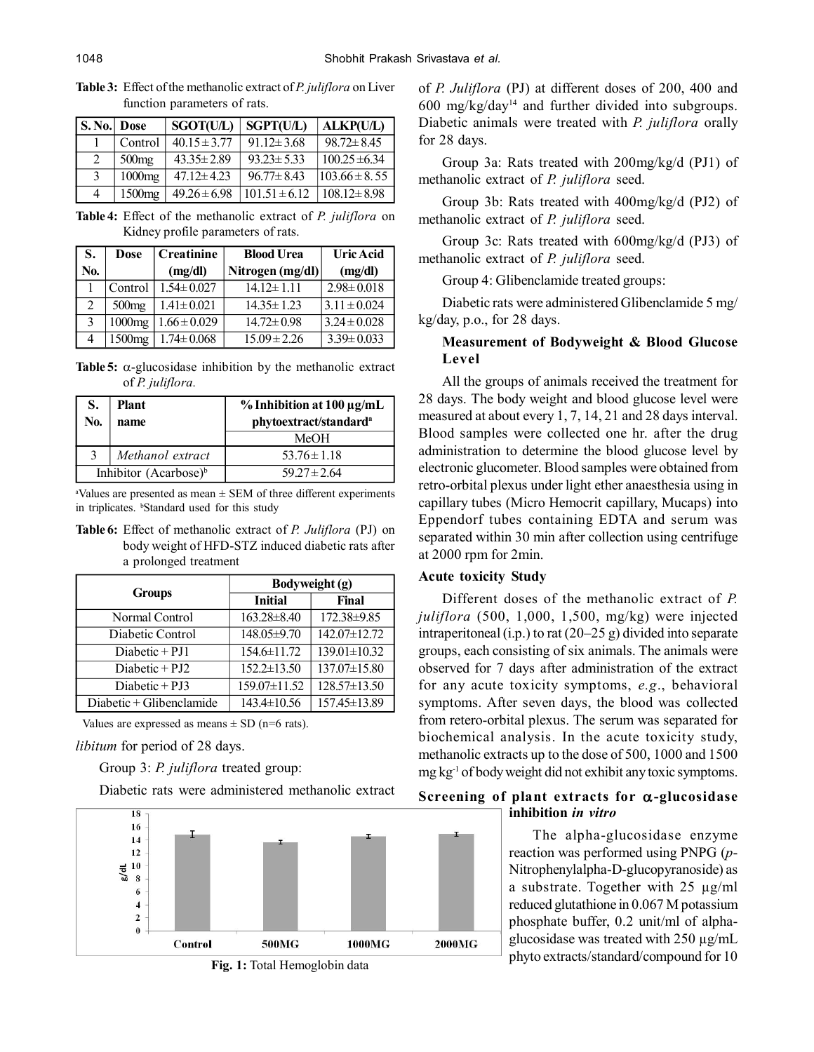**Table 3:** Effect of the methanolic extract of *P. juliflora* on Liver function parameters of rats.

| S. No. | Dose | SGOT(U/L) | SGPT(U/L) | ALKP(U/L) |
|---|---|---|---|---|
| 1 | Control | 40.15 ± 3.77 | 91.12± 3.68 | 98.72± 8.45 |
| 2 | 500mg | 43.35± 2.89 | 93.23± 5.33 | 100.25 ±6.34 |
| 3 | 1000mg | 47.12± 4.23 | 96.77± 8.43 | 103.66 ± 8. 55 |
| 4 | 1500mg | 49.26 ± 6.98 | 101.51 ± 6.12 | 108.12± 8.98 |

**Table 4:** Effect of the methanolic extract of *P. juliflora* on Kidney profile parameters of rats.

| S. No. | Dose | Creatinine (mg/dl) | Blood Urea Nitrogen (mg/dl) | Uric Acid (mg/dl) |
|---|---|---|---|---|
| 1 | Control | 1.54± 0.027 | 14.12± 1.11 | 2.98± 0.018 |
| 2 | 500mg | 1.41± 0.021 | 14.35± 1.23 | 3.11 ± 0.024 |
| 3 | 1000mg | 1.66 ± 0.029 | 14.72± 0.98 | 3.24 ± 0.028 |
| 4 | 1500mg | 1.74± 0.068 | 15.09 ± 2.26 | 3.39± 0.033 |

**Table 5:** α-glucosidase inhibition by the methanolic extract of *P. juliflora*.

| S. No. | Plant name | % Inhibition at 100 µg/mL phytoextract/standard[a] |
|---|---|---|
| | | MeOH |
| 3 | *Methanol extract* | 53.76 ± 1.18 |
| Inhibitor (Acarbose)[b] | | 59.27 ± 2.64 |

[a]Values are presented as mean ± SEM of three different experiments in triplicates. [b]Standard used for this study

**Table 6:** Effect of methanolic extract of *P. Juliflora* (PJ) on body weight of HFD-STZ induced diabetic rats after a prolonged treatment

| Groups | Bodyweight (g) | |
|---|---|---|
| | Initial | Final |
| Normal Control | 163.28±8.40 | 172.38±9.85 |
| Diabetic Control | 148.05±9.70 | 142.07±12.72 |
| Diabetic + PJ1 | 154.6±11.72 | 139.01±10.32 |
| Diabetic + PJ2 | 152.2±13.50 | 137.07±15.80 |
| Diabetic + PJ3 | 159.07±11.52 | 128.57±13.50 |
| Diabetic + Glibenclamide | 143.4±10.56 | 157.45±13.89 |

Values are expressed as means ± SD (n=6 rats).

*libitum* for period of 28 days.

Group 3: *P. juliflora* treated group:

Diabetic rats were administered methanolic extract of *P. Juliflora* (PJ) at different doses of 200, 400 and 600 mg/kg/day[14] and further divided into subgroups. Diabetic animals were treated with *P. juliflora* orally for 28 days.

Group 3a: Rats treated with 200mg/kg/d (PJ1) of methanolic extract of *P. juliflora* seed.

Group 3b: Rats treated with 400mg/kg/d (PJ2) of methanolic extract of *P. juliflora* seed.

Group 3c: Rats treated with 600mg/kg/d (PJ3) of methanolic extract of *P. juliflora* seed.

Group 4: Glibenclamide treated groups:

Diabetic rats were administered Glibenclamide 5 mg/kg/day, p.o., for 28 days.

### Measurement of Bodyweight & Blood Glucose Level

All the groups of animals received the treatment for 28 days. The body weight and blood glucose level were measured at about every 1, 7, 14, 21 and 28 days interval. Blood samples were collected one hr. after the drug administration to determine the blood glucose level by electronic glucometer. Blood samples were obtained from retro-orbital plexus under light ether anaesthesia using in capillary tubes (Micro Hemocrit capillary, Mucaps) into Eppendorf tubes containing EDTA and serum was separated within 30 min after collection using centrifuge at 2000 rpm for 2min.

### Acute toxicity Study

Different doses of the methanolic extract of *P. juliflora* (500, 1,000, 1,500, mg/kg) were injected intraperitoneal (i.p.) to rat (20–25 g) divided into separate groups, each consisting of six animals. The animals were observed for 7 days after administration of the extract for any acute toxicity symptoms, *e.g*., behavioral symptoms. After seven days, the blood was collected from retero-orbital plexus. The serum was separated for biochemical analysis. In the acute toxicity study, methanolic extracts up to the dose of 500, 1000 and 1500 mg $kg^{-1}$ of body weight did not exhibit any toxic symptoms.

**Fig. 1:** Total Hemoglobin data

### Screening of plant extracts for α-glucosidase inhibition *in vitro*

The alpha-glucosidase enzyme reaction was performed using PNPG (*p*-Nitrophenylalpha-D-glucopyranoside) as a substrate. Together with 25 µg/ml reduced glutathione in 0.067 M potassium phosphate buffer, 0.2 unit/ml of alpha-glucosidase was treated with 250 µg/mL phyto extracts/standard/compound for 10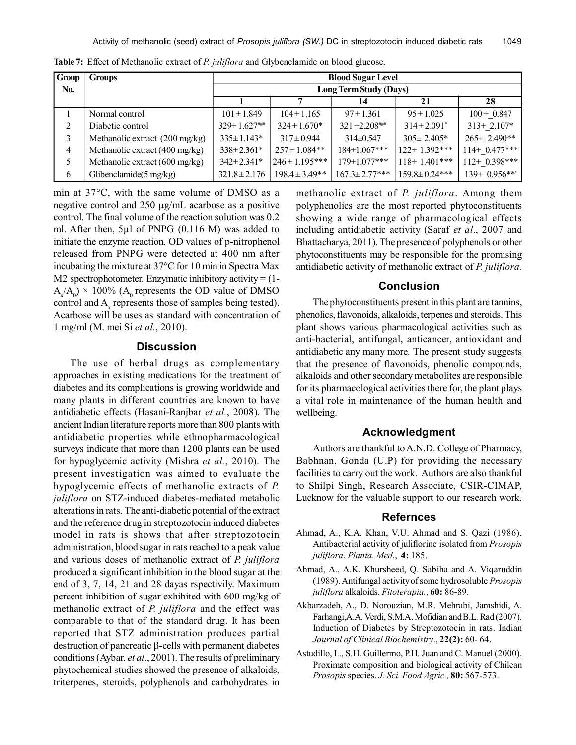**Table 7:** Effect of Methanolic extract of *P. juliflora* and Glybenclamide on blood glucose.

| Group No. | Groups | Blood Sugar Level | | | | |
|---|---|---|---|---|---|---|
| | | Long Term Study (Days) | | | | |
| | | 1 | 7 | 14 | 21 | 28 |
| 1 | Normal control | 101 ± 1.849 | 104 ± 1.165 | 97 ± 1.361 | 95 ± 1.025 | 100 + 0.847 |
| 2 | Diabetic control | 329± 1.627### | 324 ± 1.670* | 321 ±2.208### | 314 ± 2.091* | 313+ 2.107* |
| 3 | Methanolic extract (200 mg/kg) | 335± 1.143* | 317 ± 0.944 | 314±0.547 | 305± 2.405* | 265+ 2.490** |
| 4 | Methanolic extract (400 mg/kg) | 338± 2.361* | 257 ± 1.084** | 184±1.067*** | 122± 1.392*** | 114+ 0.477*** |
| 5 | Methanolic extract (600 mg/kg) | 342± 2.341* | 246 ± 1.195*** | 179±1.077*** | 118± 1.401*** | 112+ 0.398*** |
| 6 | Glibenclamide(5 mg/kg) | 321.8 ± 2.176 | 198.4 ± 3.49** | 167.3± 2.77*** | 159.8± 0.24*** | 139+ 0.956**' |

min at 37°C, with the same volume of DMSO as a negative control and 250 µg/mL acarbose as a positive control. The final volume of the reaction solution was 0.2 ml. After then, 5µl of PNPG (0.116 M) was added to initiate the enzyme reaction. OD values of p-nitrophenol released from PNPG were detected at 400 nm after incubating the mixture at 37°C for 10 min in Spectra Max M2 spectrophotometer. Enzymatic inhibitory activity = $(1-A_x/A_0) \times 100\%$ ($A_0$ represents the OD value of DMSO control and $A_x$ represents those of samples being tested). Acarbose will be uses as standard with concentration of 1 mg/ml (M. mei Si *et al.*, 2010).

## Discussion

The use of herbal drugs as complementary approaches in existing medications for the treatment of diabetes and its complications is growing worldwide and many plants in different countries are known to have antidiabetic effects (Hasani-Ranjbar *et al.*, 2008). The ancient Indian literature reports more than 800 plants with antidiabetic properties while ethnopharmacological surveys indicate that more than 1200 plants can be used for hypoglycemic activity (Mishra *et al.*, 2010). The present investigation was aimed to evaluate the hypoglycemic effects of methanolic extracts of *P. juliflora* on STZ-induced diabetes-mediated metabolic alterations in rats. The anti-diabetic potential of the extract and the reference drug in streptozotocin induced diabetes model in rats is shows that after streptozotocin administration, blood sugar in rats reached to a peak value and various doses of methanolic extract of *P. juliflora* produced a significant inhibition in the blood sugar at the end of 3, 7, 14, 21 and 28 dayas rspectivily. Maximum percent inhibition of sugar exhibited with 600 mg/kg of methanolic extract of *P. juliflora* and the effect was comparable to that of the standard drug. It has been reported that STZ administration produces partial destruction of pancreatic β-cells with permanent diabetes conditions (Aybar. *et al*., 2001). The results of preliminary phytochemical studies showed the presence of alkaloids, triterpenes, steroids, polyphenols and carbohydrates in methanolic extract of *P. juliflora*. Among them polyphenolics are the most reported phytoconstituents showing a wide range of pharmacological effects including antidiabetic activity (Saraf *et al*., 2007 and Bhattacharya, 2011). The presence of polyphenols or other phytoconstituents may be responsible for the promising antidiabetic activity of methanolic extract of *P. juliflora.*

## Conclusion

The phytoconstituents present in this plant are tannins, phenolics, flavonoids, alkaloids, terpenes and steroids. This plant shows various pharmacological activities such as anti-bacterial, antifungal, anticancer, antioxidant and antidiabetic any many more. The present study suggests that the presence of flavonoids, phenolic compounds, alkaloids and other secondary metabolites are responsible for its pharmacological activities there for, the plant plays a vital role in maintenance of the human health and wellbeing.

## Acknowledgment

Authors are thankful to A.N.D. College of Pharmacy, Babhnan, Gonda (U.P) for providing the necessary facilities to carry out the work. Authors are also thankful to Shilpi Singh, Research Associate, CSIR-CIMAP, Lucknow for the valuable support to our research work.

## Refernces

Ahmad, A., K.A. Khan, V.U. Ahmad and S. Qazi (1986). Antibacterial activity of juliflorine isolated from *Prosopis juliflora*. *Planta. Med.*, **4:** 185.

Ahmad, A., A.K. Khursheed, Q. Sabiha and A. Viqaruddin (1989). Antifungal activity of some hydrosoluble *Prosopis juliflora* alkaloids. *Fitoterapia.*, **60:** 86-89.

Akbarzadeh, A., D. Norouzian, M.R. Mehrabi, Jamshidi, A. Farhangi,A.A. Verdi, S.M.A. Mofidian and B.L. Rad (2007). Induction of Diabetes by Streptozotocin in rats. Indian *Journal of Clinical Biochemistry*., **22(2):** 60- 64.

Astudillo, L., S.H. Guillermo, P.H. Juan and C. Manuel (2000). Proximate composition and biological activity of Chilean *Prosopis* species. *J. Sci. Food Agric.,* **80:** 567-573.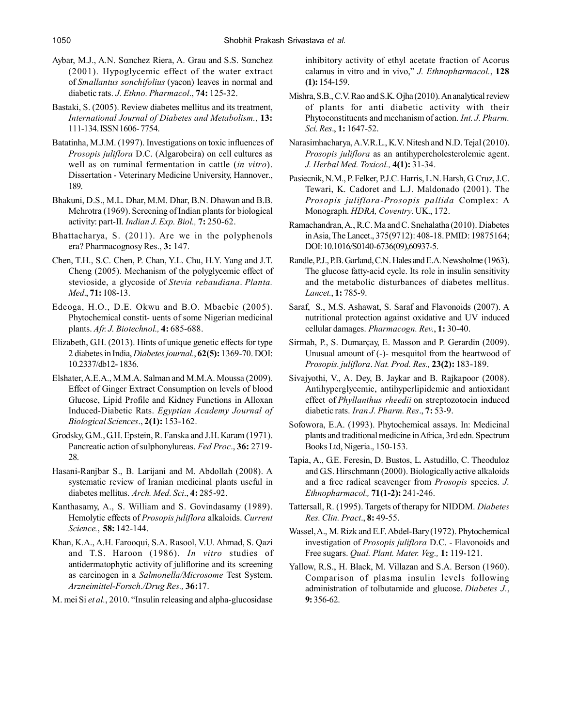Aybar, M.J., A.N. Sαnchez Riera, A. Grau and S.S. Sαnchez (2001). Hypoglycemic effect of the water extract of *Smallantus sonchifolius* (yacon) leaves in normal and diabetic rats. *J. Ethno. Pharmacol*., **74:** 125-32.

Bastaki, S. (2005). Review diabetes mellitus and its treatment, *International Journal of Diabetes and Metabolism.*, **13:** 111-134. ISSN 1606- 7754.

Batatinha, M.J.M. (1997). Investigations on toxic influences of *Prosopis juliflora* D.C. (Algarobeira) on cell cultures as well as on ruminal fermentation in cattle (*in vitro*). Dissertation - Veterinary Medicine University, Hannover., 189.

Bhakuni, D.S., M.L. Dhar, M.M. Dhar, B.N. Dhawan and B.B. Mehrotra (1969). Screening of Indian plants for biological activity: part-II. *Indian J. Exp. Biol.,* **7:** 250-62.

Bhattacharya, S. (2011). Are we in the polyphenols era? Pharmacognosy Res., **3:** 147.

Chen, T.H., S.C. Chen, P. Chan, Y.L. Chu, H.Y. Yang and J.T. Cheng (2005). Mechanism of the polyglycemic effect of stevioside, a glycoside of *Stevia rebaudiana*. *Planta. Med*., **71:** 108-13.

Edeoga, H.O., D.E. Okwu and B.O. Mbaebie (2005). Phytochemical constit- uents of some Nigerian medicinal plants. *Afr. J. Biotechnol.,* **4:** 685-688.

Elizabeth, G.H. (2013). Hints of unique genetic effects for type 2 diabetes in India, *Diabetes journal*., **62(5):** 1369-70. DOI: 10.2337/db12- 1836.

Elshater, A.E.A., M.M.A. Salman and M.M.A. Moussa (2009). Effect of Ginger Extract Consumption on levels of blood Glucose, Lipid Profile and Kidney Functions in Alloxan Induced-Diabetic Rats. *Egyptian Academy Journal of Biological Sciences*., **2(1):** 153-162.

Grodsky, G.M., G.H. Epstein, R. Fanska and J.H. Karam (1971). Pancreatic action of sulphonylureas. *Fed Proc*., **36:** 2719-28.

Hasani-Ranjbar S., B. Larijani and M. Abdollah (2008). A systematic review of Iranian medicinal plants useful in diabetes mellitus. *Arch. Med. Sci*., **4:** 285-92.

Kanthasamy, A., S. William and S. Govindasamy (1989). Hemolytic effects of *Prosopis juliflora* alkaloids. *Current Science.*, **58:** 142-144.

Khan, K.A., A.H. Farooqui, S.A. Rasool, V.U. Ahmad, S. Qazi and T.S. Haroon (1986). *In vitro* studies of antidermatophytic activity of juliflorine and its screening as carcinogen in a *Salmonella/Microsome* Test System. *Arzneimittel-Forsch./Drug Res.,* **36:**17.

M. mei Si *et al.*, 2010. "Insulin releasing and alpha-glucosidase inhibitory activity of ethyl acetate fraction of Acorus calamus in vitro and in vivo," *J. Ethnopharmacol.*, **128 (1):** 154-159.

Mishra, S.B., C.V. Rao and S.K. Ojha (2010). An analytical review of plants for anti diabetic activity with their Phytoconstituents and mechanism of action. *Int. J. Pharm. Sci. Res*., **1:** 1647-52.

Narasimhacharya, A.V.R.L., K.V. Nitesh and N.D. Tejal (2010). *Prosopis juliflora* as an antihypercholesterolemic agent. *J. Herbal Med. Toxicol.,* **4(1):** 31-34.

Pasiecnik, N.M., P. Felker, P.J.C. Harris, L.N. Harsh, G. Cruz, J.C. Tewari, K. Cadoret and L.J. Maldonado (2001). The *Prosopis juliflora-Prosopis pallida* Complex: A Monograph. *HDRA, Coventry*. UK., 172.

Ramachandran, A., R.C. Ma and C. Snehalatha (2010). Diabetes in Asia, The Lancet., 375(9712): 408-18. PMID: 19875164; DOI: 10.1016/S0140-6736(09),60937-5.

Randle, P.J., P.B. Garland, C.N. Hales and E.A. Newsholme (1963). The glucose fatty-acid cycle. Its role in insulin sensitivity and the metabolic disturbances of diabetes mellitus. *Lancet.*, **1:** 785-9.

Saraf, S., M.S. Ashawat, S. Saraf and Flavonoids (2007). A nutritional protection against oxidative and UV induced cellular damages. *Pharmacogn. Rev.*, **1:** 30-40.

Sirmah, P., S. Dumarçay, E. Masson and P. Gerardin (2009). Unusual amount of (-)- mesquitol from the heartwood of *Prosopis. juliflora*. *Nat. Prod. Res.,* **23(2):** 183-189.

Sivajyothi, V., A. Dey, B. Jaykar and B. Rajkapoor (2008). Antihyperglycemic, antihyperlipidemic and antioxidant effect of *Phyllanthus rheedii* on streptozotocin induced diabetic rats. *Iran J. Pharm. Res*., **7:** 53-9.

Sofowora, E.A. (1993). Phytochemical assays. In: Medicinal plants and traditional medicine in Africa, 3rd edn. Spectrum Books Ltd, Nigeria., 150-153.

Tapia, A., G.E. Feresin, D. Bustos, L. Astudillo, C. Theoduloz and G.S. Hirschmann (2000). Biologically active alkaloids and a free radical scavenger from *Prosopis* species. *J. Ethnopharmacol.,* **71(1-2):** 241-246.

Tattersall, R. (1995). Targets of therapy for NIDDM. *Diabetes Res. Clin. Pract*., **8:** 49-55.

Wassel, A., M. Rizk and E.F. Abdel-Bary (1972). Phytochemical investigation of *Prosopis juliflora* D.C. - Flavonoids and Free sugars. *Qual. Plant. Mater. Veg.,* **1:** 119-121.

Yallow, R.S., H. Black, M. Villazan and S.A. Berson (1960). Comparison of plasma insulin levels following administration of tolbutamide and glucose. *Diabetes J*., **9:** 356-62.